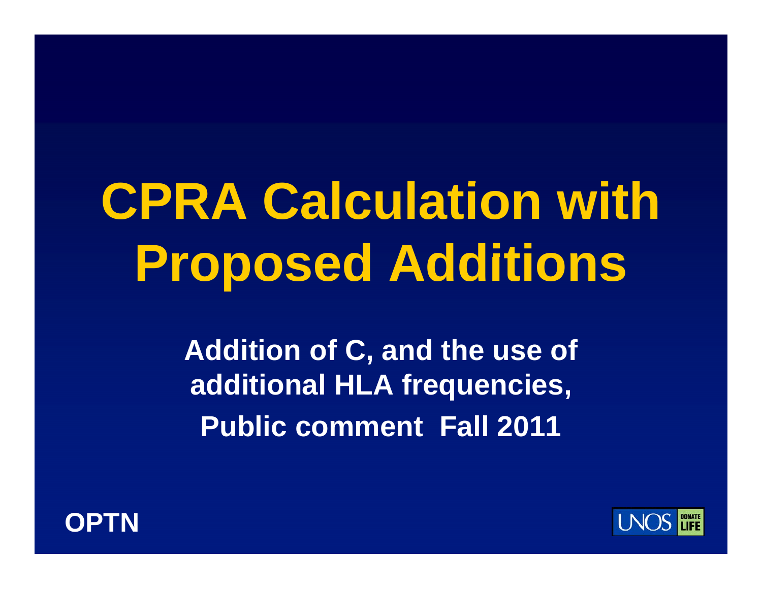# CPRA Calculation with Proposed Additions

**Addition of C, and the use of additional HLA frequencies, Public comment Fall 2011**

OPTN

UNOS DONATE LIFE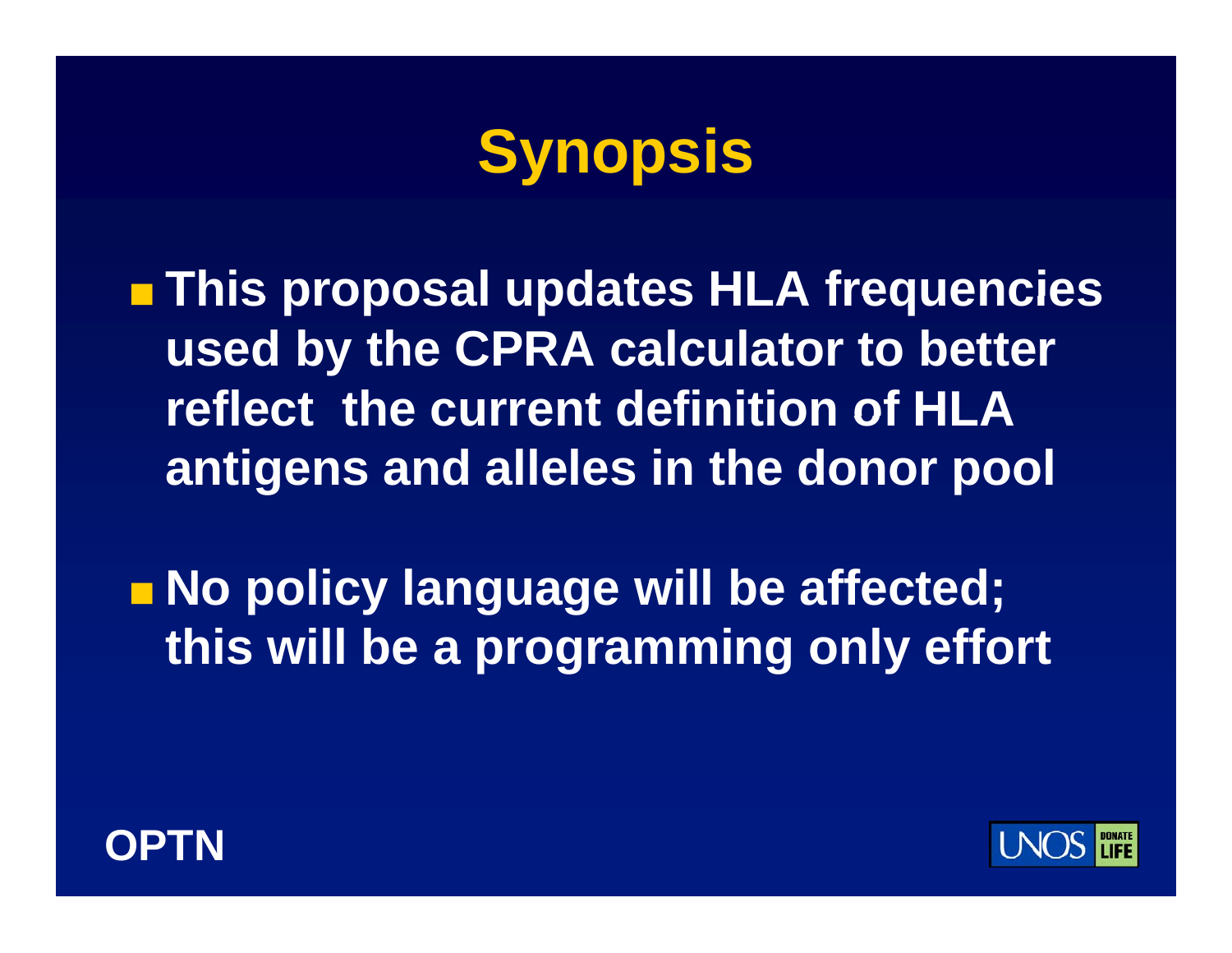# Synopsis

- This proposal updates HLA frequencies used by the CPRA calculator to better reflect the current definition of HLA antigens and alleles in the donor pool

- No policy language will be affected; this will be a programming only effort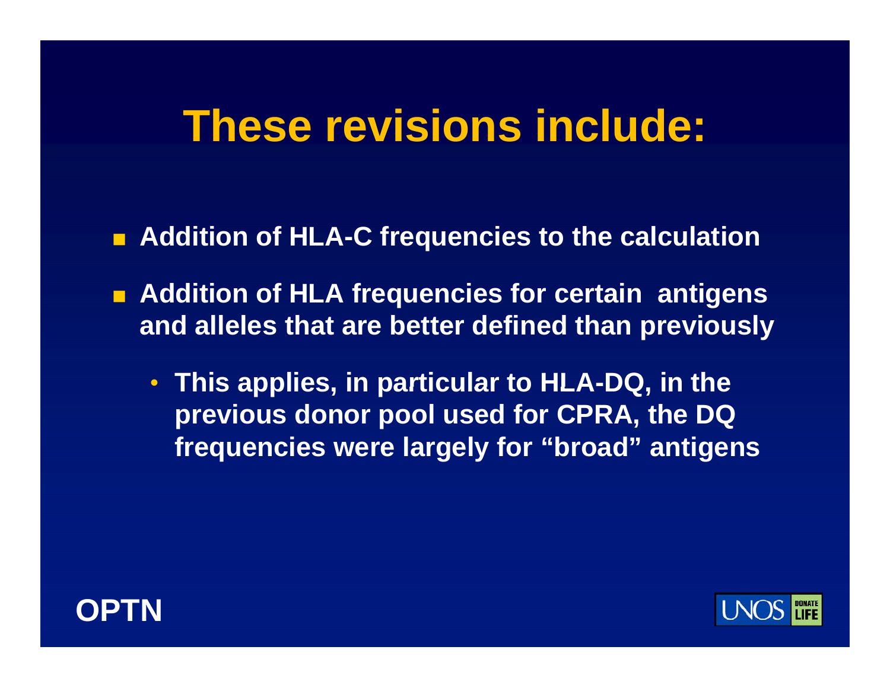# These revisions include:

- Addition of HLA-C frequencies to the calculation
- Addition of HLA frequencies for certain antigens and alleles that are better defined than previously
  - This applies, in particular to HLA-DQ, in the previous donor pool used for CPRA, the DQ frequencies were largely for “broad” antigens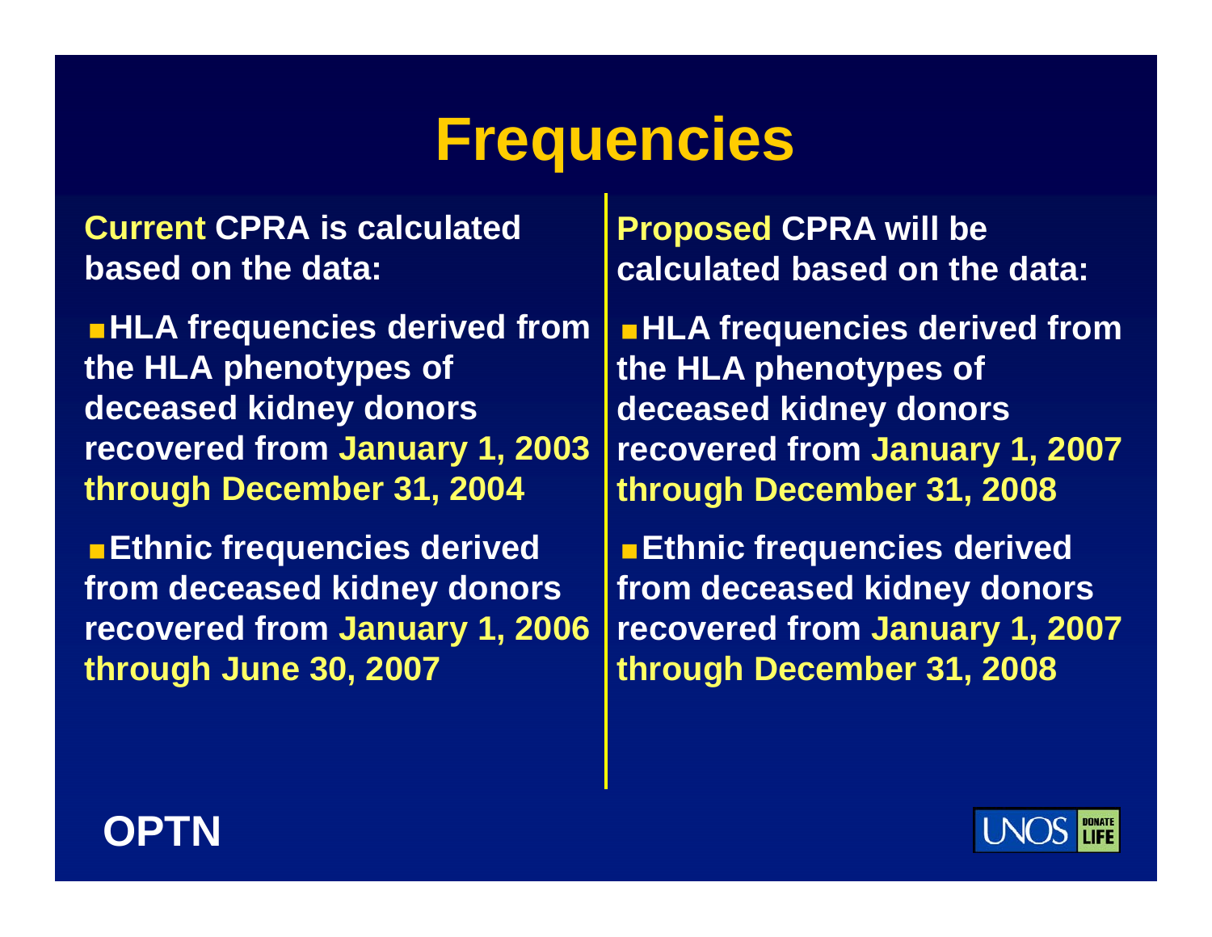# Frequencies

**Current CPRA is calculated based on the data:**

- **HLA frequencies derived from the HLA phenotypes of deceased kidney donors recovered from January 1, 2003 through December 31, 2004**
- **Ethnic frequencies derived from deceased kidney donors recovered from January 1, 2006 through June 30, 2007**

**Proposed CPRA will be calculated based on the data:**

- **HLA frequencies derived from the HLA phenotypes of deceased kidney donors recovered from January 1, 2007 through December 31, 2008**
- **Ethnic frequencies derived from deceased kidney donors recovered from January 1, 2007 through December 31, 2008**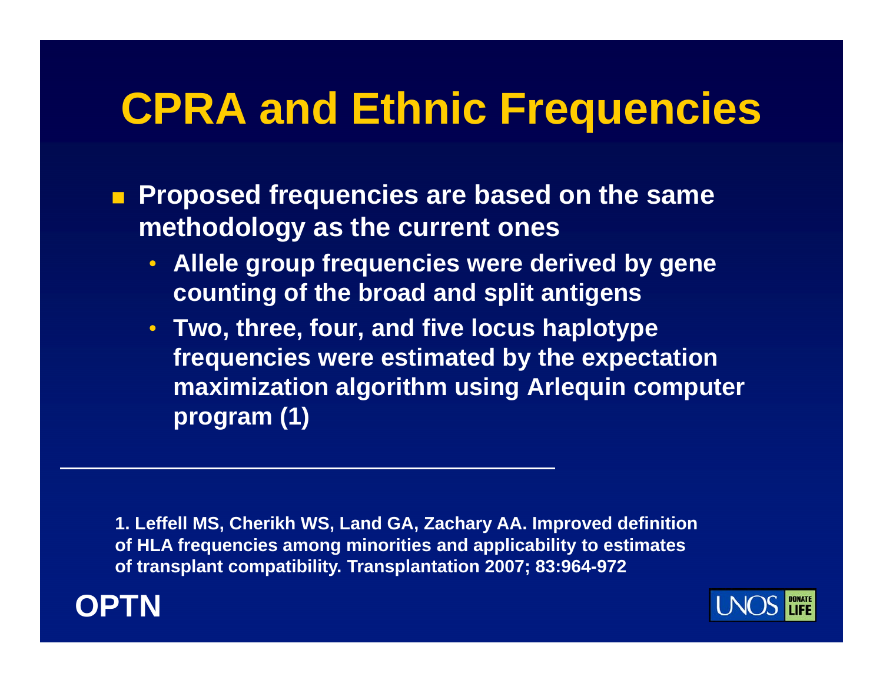# CPRA and Ethnic Frequencies

- Proposed frequencies are based on the same methodology as the current ones
  - Allele group frequencies were derived by gene counting of the broad and split antigens
  - Two, three, four, and five locus haplotype frequencies were estimated by the expectation maximization algorithm using Arlequin computer program (1)

---

1. Leffell MS, Cherikh WS, Land GA, Zachary AA. Improved definition of HLA frequencies among minorities and applicability to estimates of transplant compatibility. Transplantation 2007; 83:964-972

OPTN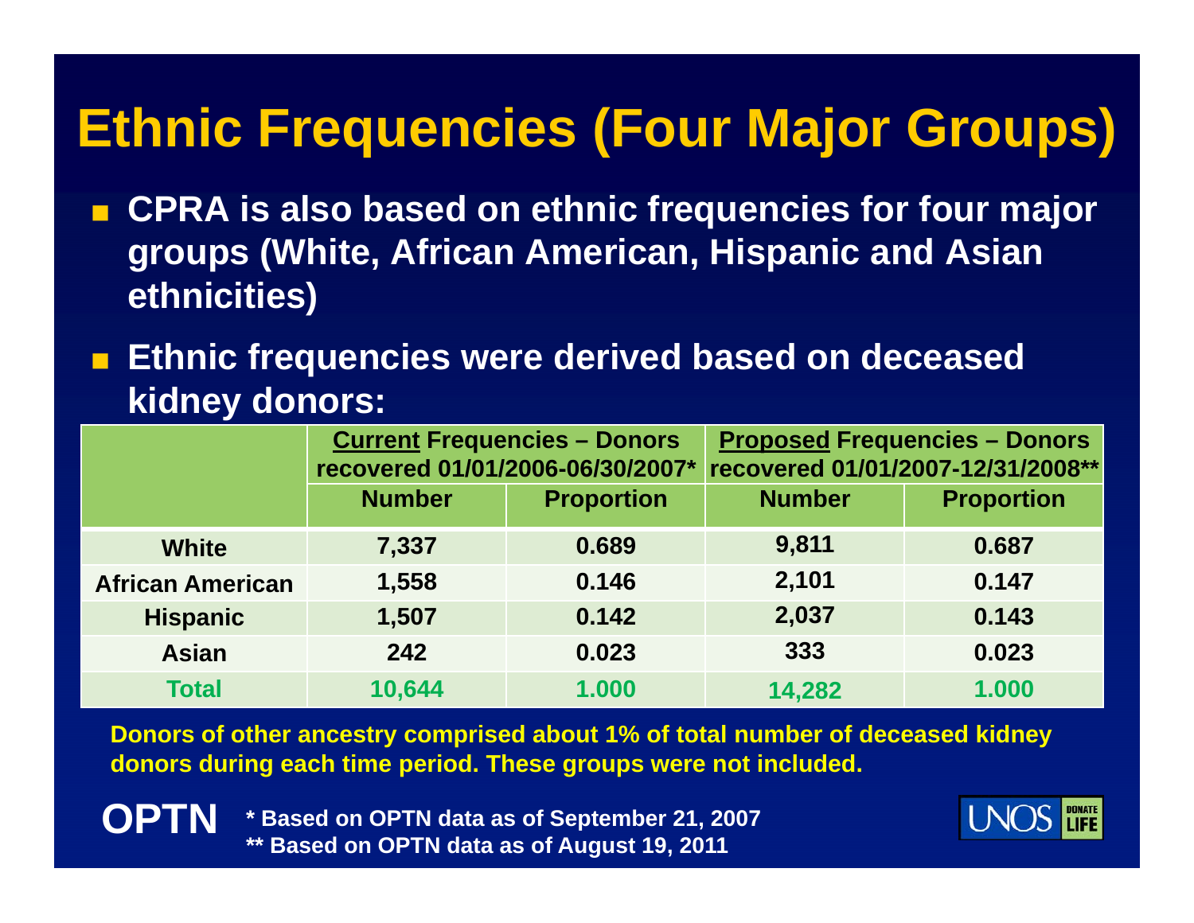# Ethnic Frequencies (Four Major Groups)

- **CPRA is also based on ethnic frequencies for four major groups (White, African American, Hispanic and Asian ethnicities)**
- **Ethnic frequencies were derived based on deceased kidney donors:**

| | **Current Frequencies – Donors recovered 01/01/2006-06/30/2007*** | | **Proposed Frequencies – Donors recovered 01/01/2007-12/31/2008**** | |
|---|---|---|---|---|
| | **Number** | **Proportion** | **Number** | **Proportion** |
| **White** | 7,337 | 0.689 | 9,811 | 0.687 |
| **African American** | 1,558 | 0.146 | 2,101 | 0.147 |
| **Hispanic** | 1,507 | 0.142 | 2,037 | 0.143 |
| **Asian** | 242 | 0.023 | 333 | 0.023 |
| **Total** | **10,644** | **1.000** | **14,282** | **1.000** |

**Donors of other ancestry comprised about 1% of total number of deceased kidney donors during each time period. These groups were not included.**

**OPTN**

* Based on OPTN data as of September 21, 2007
** Based on OPTN data as of August 19, 2011

UNOS DONATE LIFE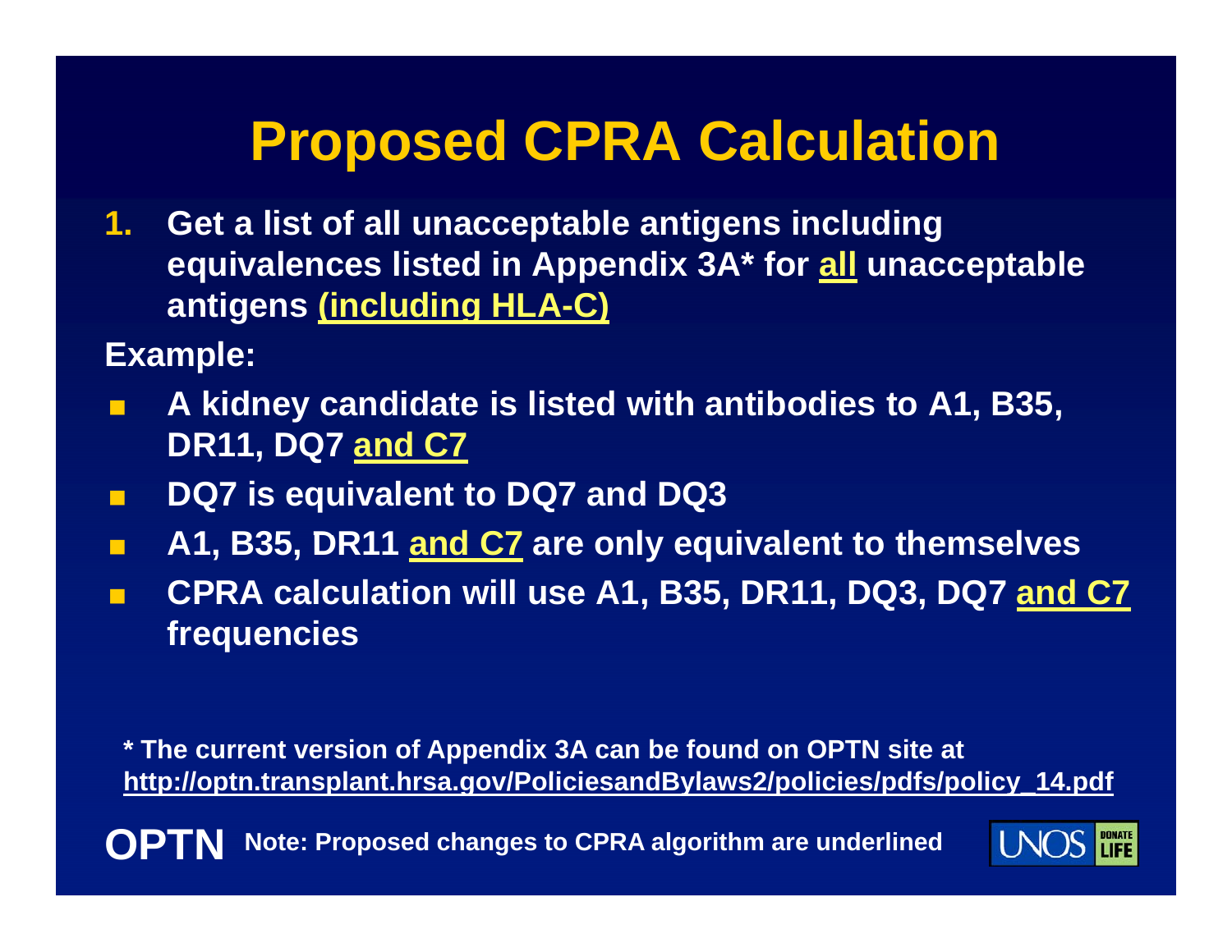# Proposed CPRA Calculation

1. Get a list of all unacceptable antigens including equivalences listed in Appendix 3A* for <u>all</u> unacceptable antigens <u>(including HLA-C)</u>

**Example:**

- A kidney candidate is listed with antibodies to A1, B35, DR11, DQ7 <u>and C7</u>
- DQ7 is equivalent to DQ7 and DQ3
- A1, B35, DR11 <u>and C7</u> are only equivalent to themselves
- CPRA calculation will use A1, B35, DR11, DQ3, DQ7 <u>and C7</u> frequencies

\* The current version of Appendix 3A can be found on OPTN site at http://optn.transplant.hrsa.gov/PoliciesandBylaws2/policies/pdfs/policy_14.pdf

Note: Proposed changes to CPRA algorithm are underlined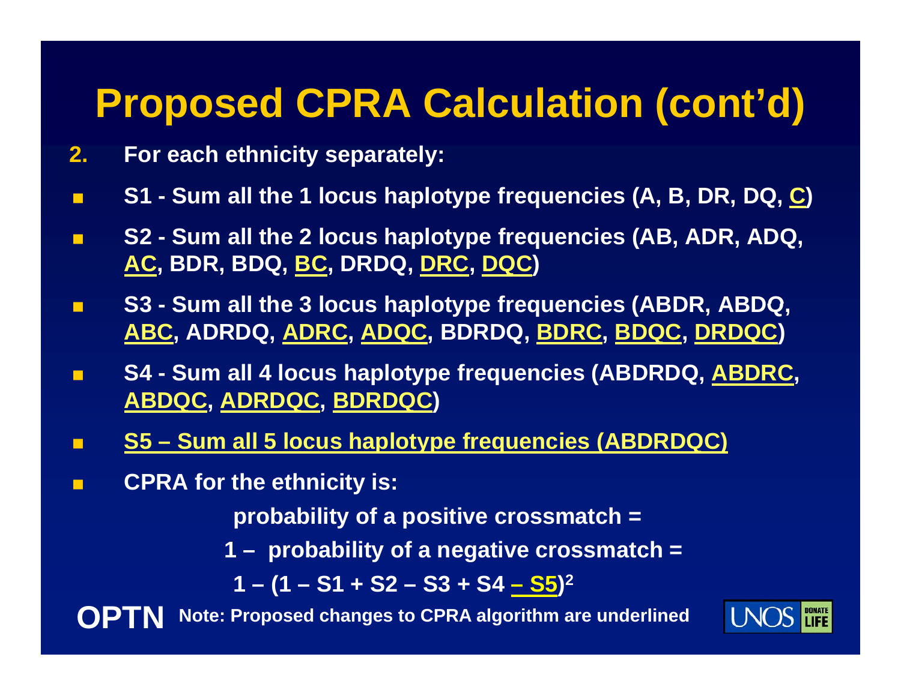# Proposed CPRA Calculation (cont'd)

2. **For each ethnicity separately:**

- **S1 - Sum all the 1 locus haplotype frequencies (A, B, DR, DQ, <u>C</u>)**
- **S2 - Sum all the 2 locus haplotype frequencies (AB, ADR, ADQ, <u>AC</u>, BDR, BDQ, <u>BC</u>, DRDQ, <u>DRC</u>, <u>DQC</u>)**
- **S3 - Sum all the 3 locus haplotype frequencies (ABDR, ABDQ, <u>ABC</u>, ADRDQ, <u>ADRC</u>, <u>ADQC</u>, BDRDQ, <u>BDRC</u>, <u>BDQC</u>, <u>DRDQC</u>)**
- **S4 - Sum all 4 locus haplotype frequencies (ABDRDQ, <u>ABDRC</u>, <u>ABDQC</u>, <u>ADRDQC</u>, <u>BDRDQC</u>)**
- **<u>S5 – Sum all 5 locus haplotype frequencies (ABDRDQC)</u>**
- **CPRA for the ethnicity is:**

  **probability of a positive crossmatch =**

  **1 – probability of a negative crossmatch =**

  $$1 - (1 - S1 + S2 - S3 + S4 \underline{- S5})^2$$

**Note: Proposed changes to CPRA algorithm are underlined**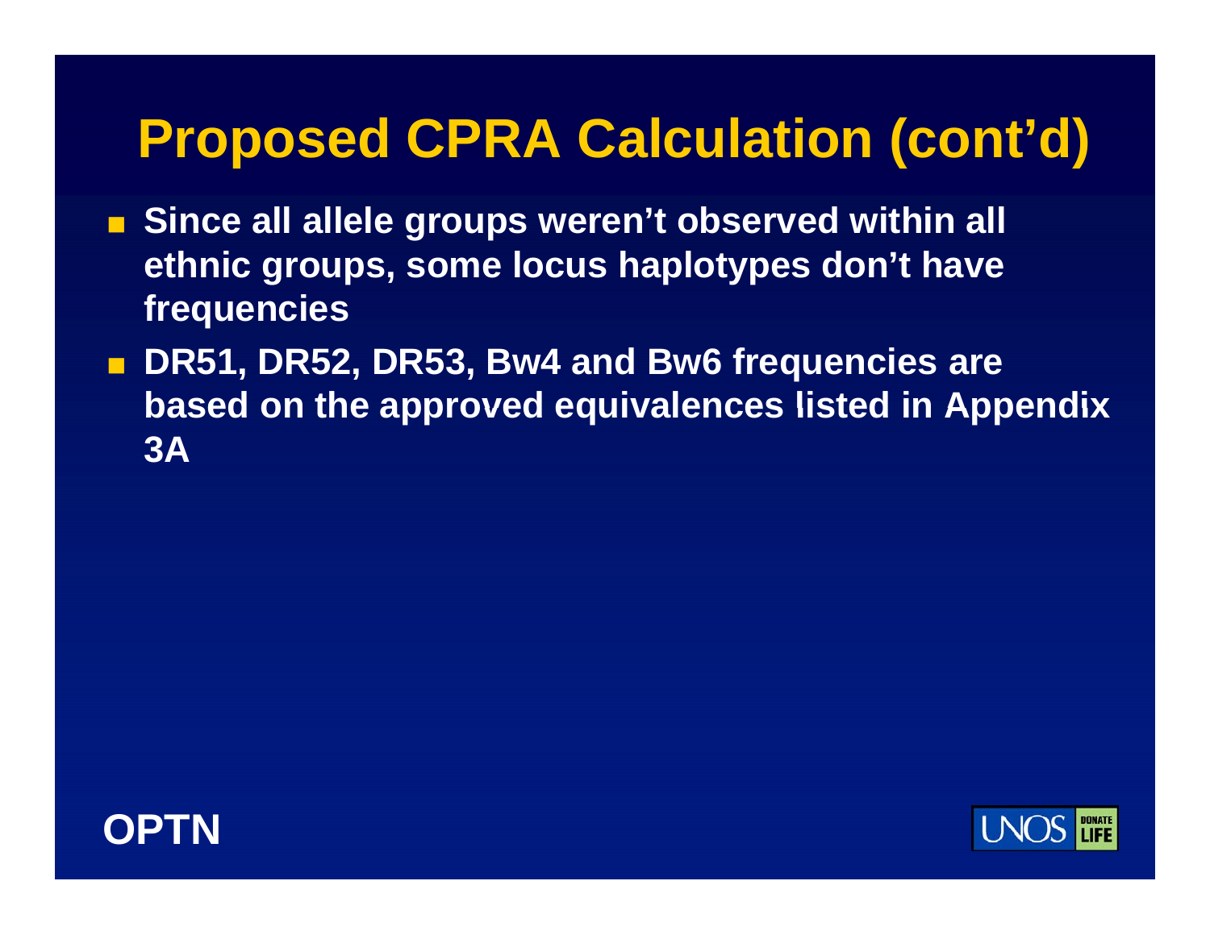# Proposed CPRA Calculation (cont'd)

- Since all allele groups weren't observed within all ethnic groups, some locus haplotypes don't have frequencies
- DR51, DR52, DR53, Bw4 and Bw6 frequencies are based on the approved equivalences listed in Appendix 3A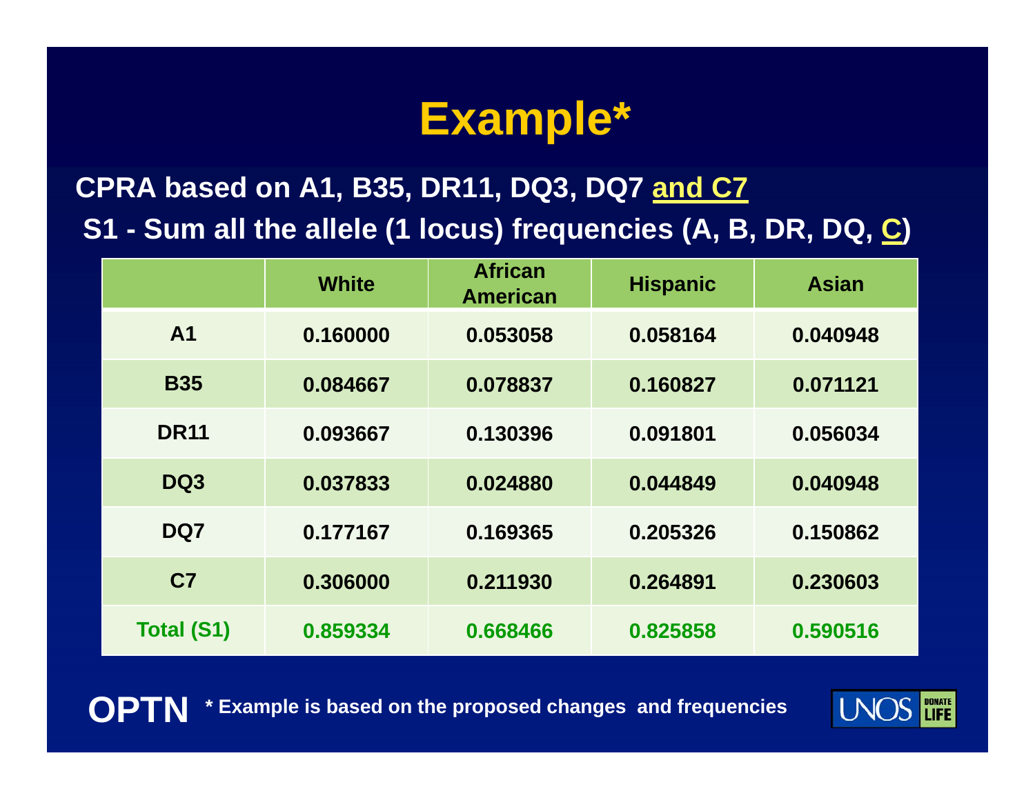# Example*

**CPRA based on A1, B35, DR11, DQ3, DQ7 and C7**

**S1 - Sum all the allele (1 locus) frequencies (A, B, DR, DQ, C)**

| | White | African American | Hispanic | Asian |
|---|---|---|---|---|
| A1 | 0.160000 | 0.053058 | 0.058164 | 0.040948 |
| B35 | 0.084667 | 0.078837 | 0.160827 | 0.071121 |
| DR11 | 0.093667 | 0.130396 | 0.091801 | 0.056034 |
| DQ3 | 0.037833 | 0.024880 | 0.044849 | 0.040948 |
| DQ7 | 0.177167 | 0.169365 | 0.205326 | 0.150862 |
| C7 | 0.306000 | 0.211930 | 0.264891 | 0.230603 |
| Total (S1) | 0.859334 | 0.668466 | 0.825858 | 0.590516 |

OPTN

\* Example is based on the proposed changes and frequencies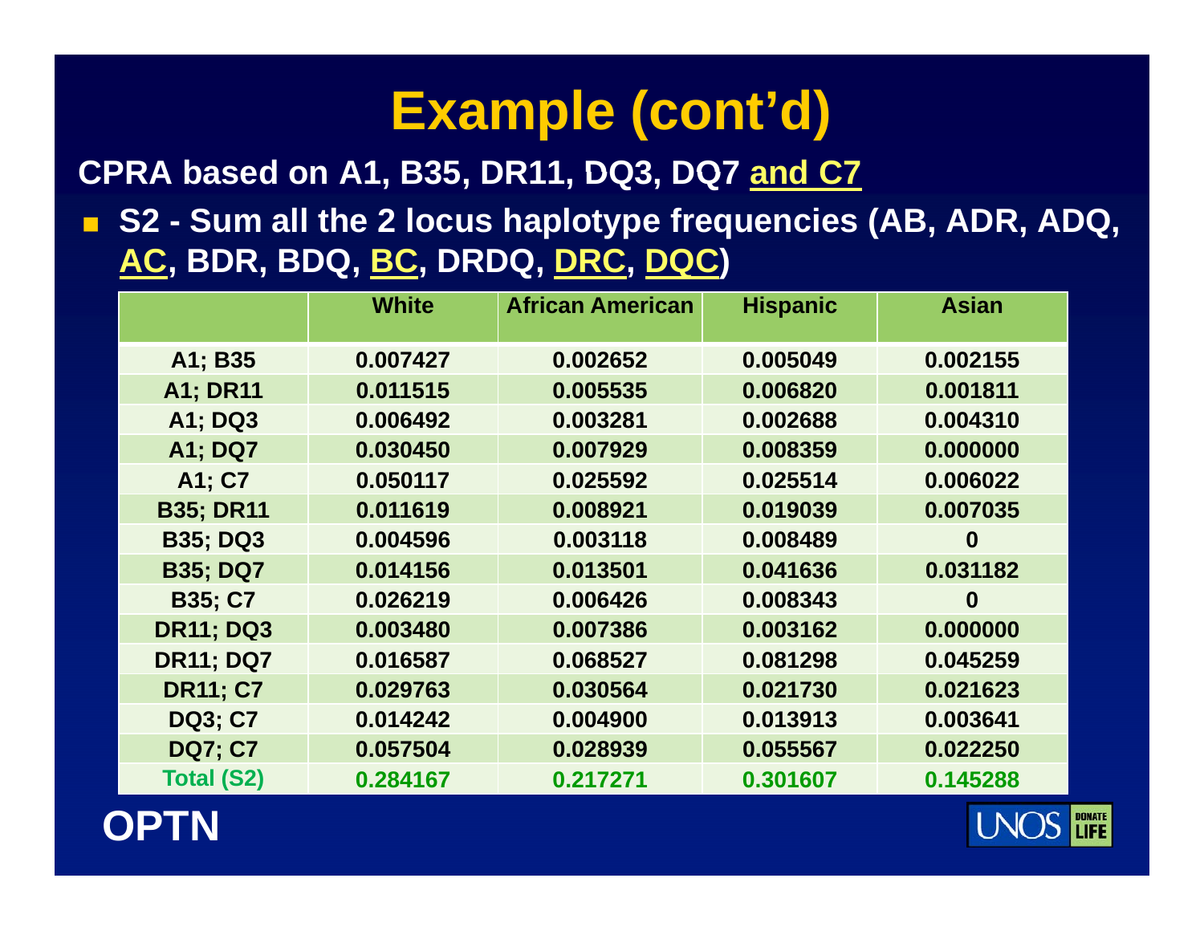# Example (cont'd)

**CPRA based on A1, B35, DR11, DQ3, DQ7 and C7**

- **S2 - Sum all the 2 locus haplotype frequencies (AB, ADR, ADQ, AC, BDR, BDQ, BC, DRDQ, DRC, DQC)**

| | White | African American | Hispanic | Asian |
|---|---|---|---|---|
| A1; B35 | 0.007427 | 0.002652 | 0.005049 | 0.002155 |
| A1; DR11 | 0.011515 | 0.005535 | 0.006820 | 0.001811 |
| A1; DQ3 | 0.006492 | 0.003281 | 0.002688 | 0.004310 |
| A1; DQ7 | 0.030450 | 0.007929 | 0.008359 | 0.000000 |
| A1; C7 | 0.050117 | 0.025592 | 0.025514 | 0.006022 |
| B35; DR11 | 0.011619 | 0.008921 | 0.019039 | 0.007035 |
| B35; DQ3 | 0.004596 | 0.003118 | 0.008489 | 0 |
| B35; DQ7 | 0.014156 | 0.013501 | 0.041636 | 0.031182 |
| B35; C7 | 0.026219 | 0.006426 | 0.008343 | 0 |
| DR11; DQ3 | 0.003480 | 0.007386 | 0.003162 | 0.000000 |
| DR11; DQ7 | 0.016587 | 0.068527 | 0.081298 | 0.045259 |
| DR11; C7 | 0.029763 | 0.030564 | 0.021730 | 0.021623 |
| DQ3; C7 | 0.014242 | 0.004900 | 0.013913 | 0.003641 |
| DQ7; C7 | 0.057504 | 0.028939 | 0.055567 | 0.022250 |
| Total (S2) | 0.284167 | 0.217271 | 0.301607 | 0.145288 |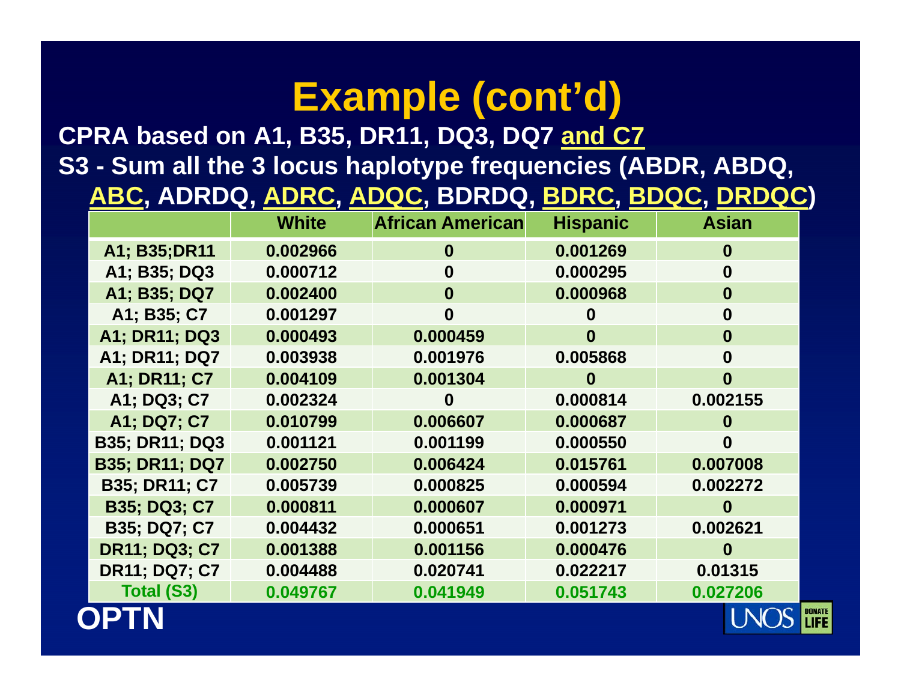# Example (cont'd)

**CPRA based on A1, B35, DR11, DQ3, DQ7 and C7**

**S3 - Sum all the 3 locus haplotype frequencies (ABDR, ABDQ, ABC, ADRDQ, ADRC, ADQC, BDRDQ, BDRC, BDQC, DRDQC)**

| | White | African American | Hispanic | Asian |
|---|---|---|---|---|
| A1; B35;DR11 | 0.002966 | 0 | 0.001269 | 0 |
| A1; B35; DQ3 | 0.000712 | 0 | 0.000295 | 0 |
| A1; B35; DQ7 | 0.002400 | 0 | 0.000968 | 0 |
| A1; B35; C7 | 0.001297 | 0 | 0 | 0 |
| A1; DR11; DQ3 | 0.000493 | 0.000459 | 0 | 0 |
| A1; DR11; DQ7 | 0.003938 | 0.001976 | 0.005868 | 0 |
| A1; DR11; C7 | 0.004109 | 0.001304 | 0 | 0 |
| A1; DQ3; C7 | 0.002324 | 0 | 0.000814 | 0.002155 |
| A1; DQ7; C7 | 0.010799 | 0.006607 | 0.000687 | 0 |
| B35; DR11; DQ3 | 0.001121 | 0.001199 | 0.000550 | 0 |
| B35; DR11; DQ7 | 0.002750 | 0.006424 | 0.015761 | 0.007008 |
| B35; DR11; C7 | 0.005739 | 0.000825 | 0.000594 | 0.002272 |
| B35; DQ3; C7 | 0.000811 | 0.000607 | 0.000971 | 0 |
| B35; DQ7; C7 | 0.004432 | 0.000651 | 0.001273 | 0.002621 |
| DR11; DQ3; C7 | 0.001388 | 0.001156 | 0.000476 | 0 |
| DR11; DQ7; C7 | 0.004488 | 0.020741 | 0.022217 | 0.01315 |
| Total (S3) | 0.049767 | 0.041949 | 0.051743 | 0.027206 |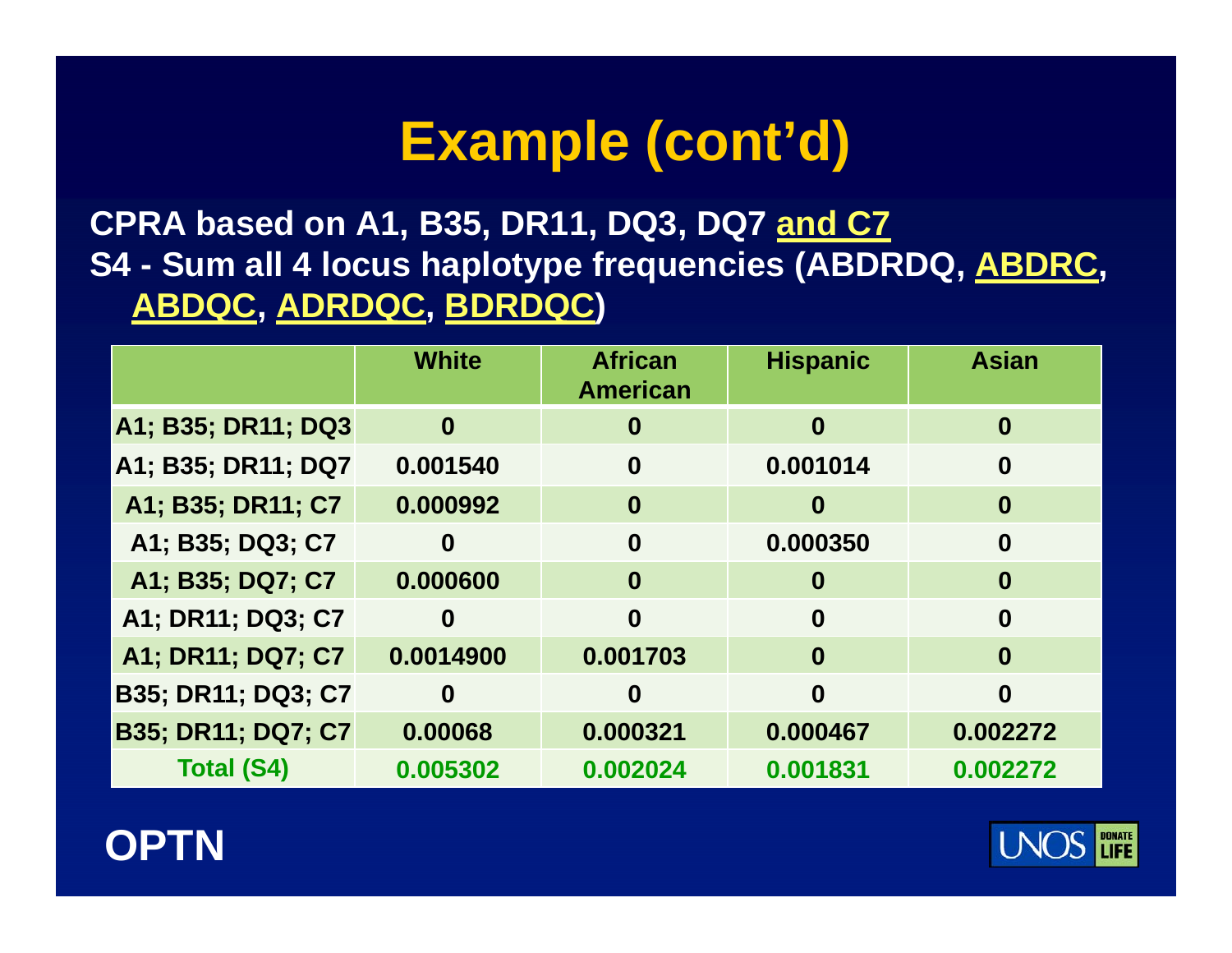# Example (cont'd)

**CPRA based on A1, B35, DR11, DQ3, DQ7 <u>and C7</u>**
**S4 - Sum all 4 locus haplotype frequencies (ABDRDQ, <u>ABDRC</u>, <u>ABDQC</u>, <u>ADRDQC</u>, <u>BDRDQC</u>)**

| | White | African American | Hispanic | Asian |
|---|---|---|---|---|
| A1; B35; DR11; DQ3 | 0 | 0 | 0 | 0 |
| A1; B35; DR11; DQ7 | 0.001540 | 0 | 0.001014 | 0 |
| A1; B35; DR11; C7 | 0.000992 | 0 | 0 | 0 |
| A1; B35; DQ3; C7 | 0 | 0 | 0.000350 | 0 |
| A1; B35; DQ7; C7 | 0.000600 | 0 | 0 | 0 |
| A1; DR11; DQ3; C7 | 0 | 0 | 0 | 0 |
| A1; DR11; DQ7; C7 | 0.0014900 | 0.001703 | 0 | 0 |
| B35; DR11; DQ3; C7 | 0 | 0 | 0 | 0 |
| B35; DR11; DQ7; C7 | 0.00068 | 0.000321 | 0.000467 | 0.002272 |
| **Total (S4)** | **0.005302** | **0.002024** | **0.001831** | **0.002272** |

OPTN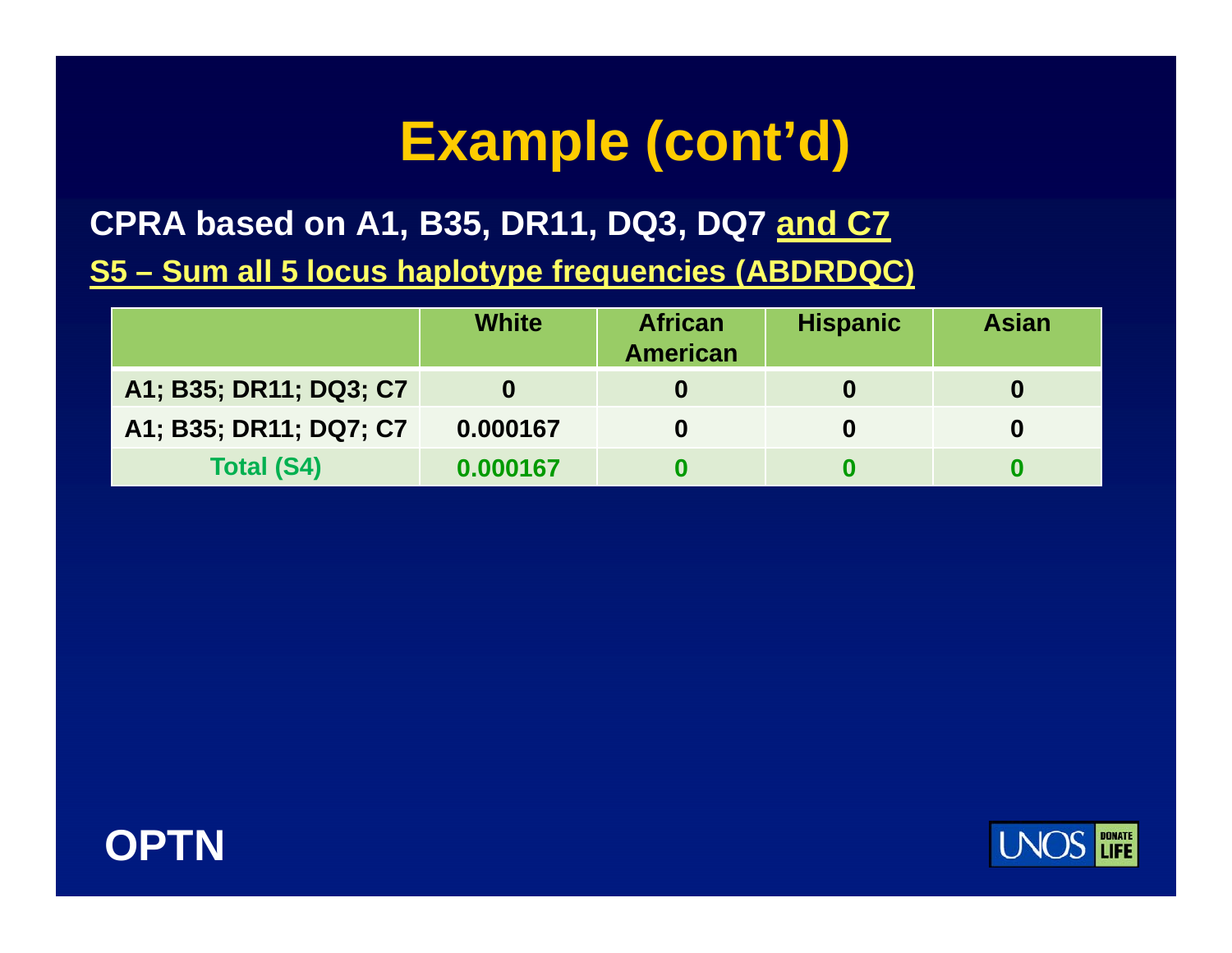# Example (cont'd)

**CPRA based on A1, B35, DR11, DQ3, DQ7 and C7**

**S5 – Sum all 5 locus haplotype frequencies (ABDRDQC)**

| | White | African American | Hispanic | Asian |
|---|---|---|---|---|
| A1; B35; DR11; DQ3; C7 | 0 | 0 | 0 | 0 |
| A1; B35; DR11; DQ7; C7 | 0.000167 | 0 | 0 | 0 |
| Total (S4) | 0.000167 | 0 | 0 | 0 |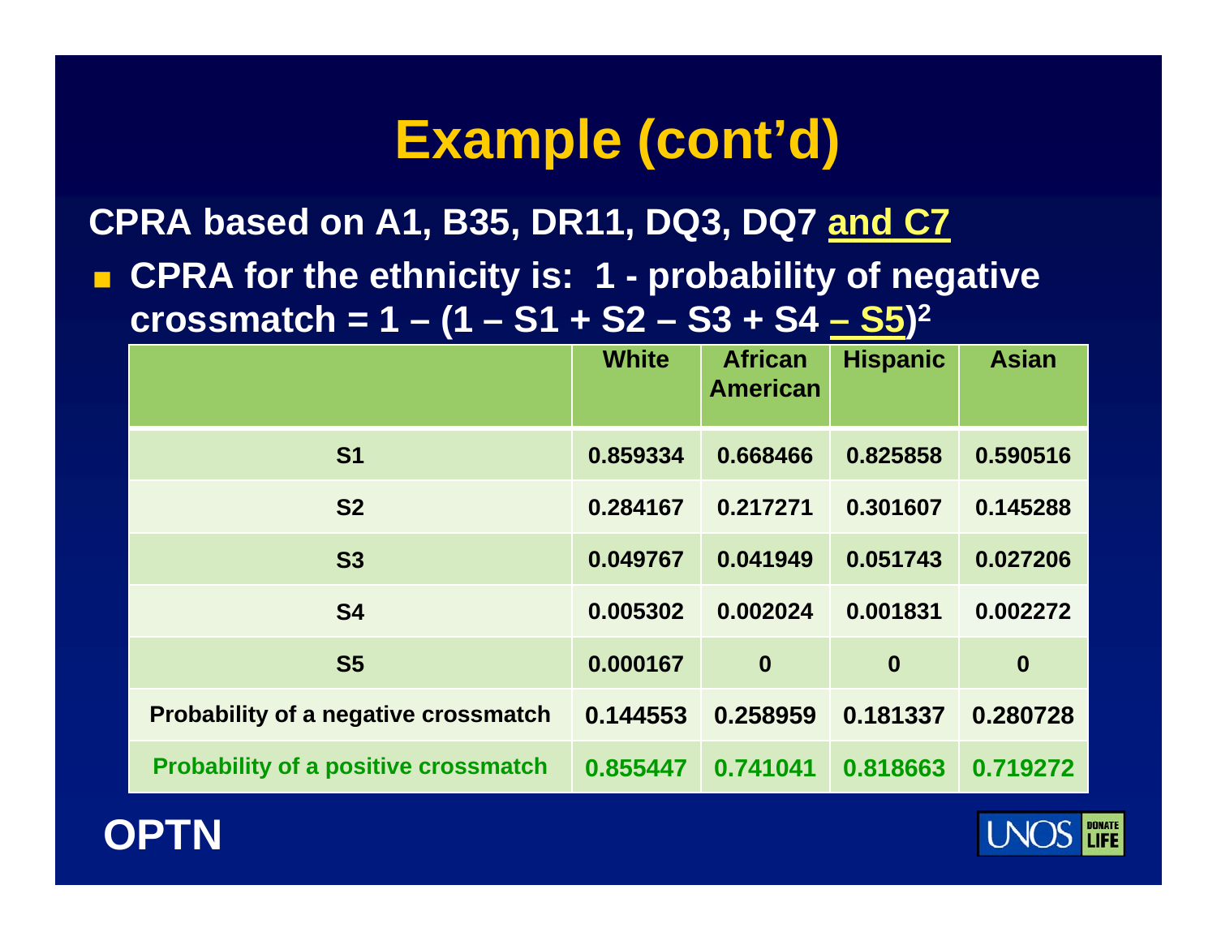# Example (cont'd)

**CPRA based on A1, B35, DR11, DQ3, DQ7 and C7**

- **CPRA for the ethnicity is: 1 - probability of negative crossmatch = $1 – (1 – S1 + S2 – S3 + S4 – S5)^2$**

| | White | African American | Hispanic | Asian |
|---|---|---|---|---|
| S1 | 0.859334 | 0.668466 | 0.825858 | 0.590516 |
| S2 | 0.284167 | 0.217271 | 0.301607 | 0.145288 |
| S3 | 0.049767 | 0.041949 | 0.051743 | 0.027206 |
| S4 | 0.005302 | 0.002024 | 0.001831 | 0.002272 |
| S5 | 0.000167 | 0 | 0 | 0 |
| Probability of a negative crossmatch | 0.144553 | 0.258959 | 0.181337 | 0.280728 |
| Probability of a positive crossmatch | 0.855447 | 0.741041 | 0.818663 | 0.719272 |

OPTN

UNOS DONATE LIFE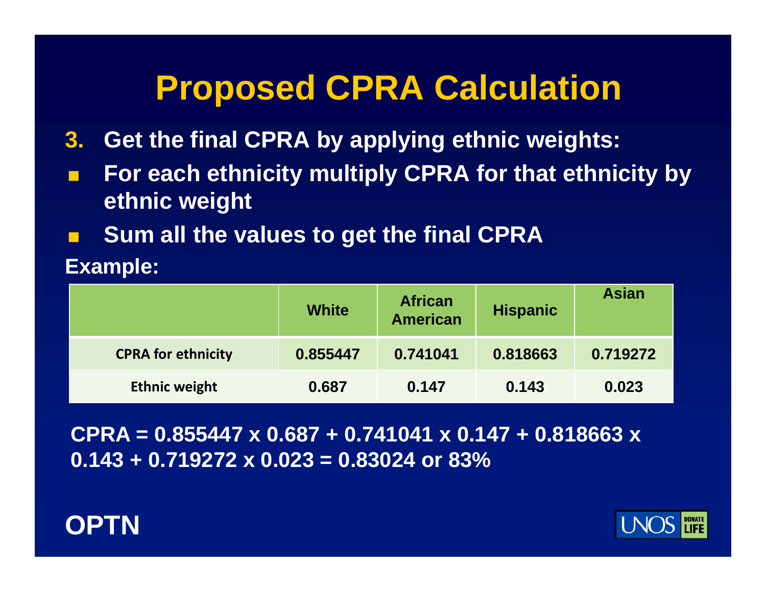# Proposed CPRA Calculation

3. **Get the final CPRA by applying ethnic weights:**

- **For each ethnicity multiply CPRA for that ethnicity by ethnic weight**
- **Sum all the values to get the final CPRA**

**Example:**

| | White | African American | Hispanic | Asian |
|---|---|---|---|---|
| **CPRA for ethnicity** | **0.855447** | **0.741041** | **0.818663** | **0.719272** |
| **Ethnic weight** | **0.687** | **0.147** | **0.143** | **0.023** |

**CPRA = 0.855447 x 0.687 + 0.741041 x 0.147 + 0.818663 x 0.143 + 0.719272 x 0.023 = 0.83024 or 83%**

**OPTN**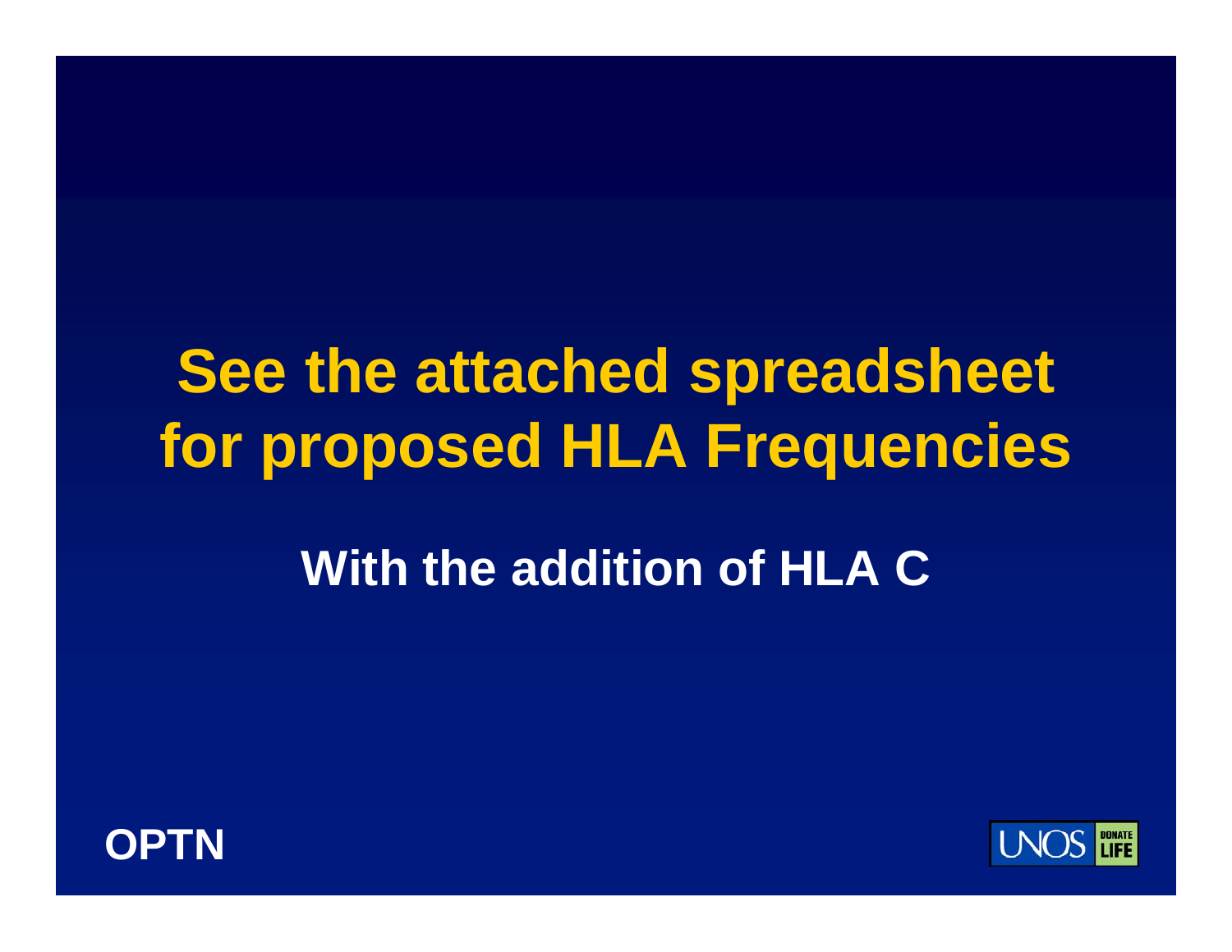# See the attached spreadsheet for proposed HLA Frequencies

## With the addition of HLA C

OPTN

UNOS DONATE LIFE